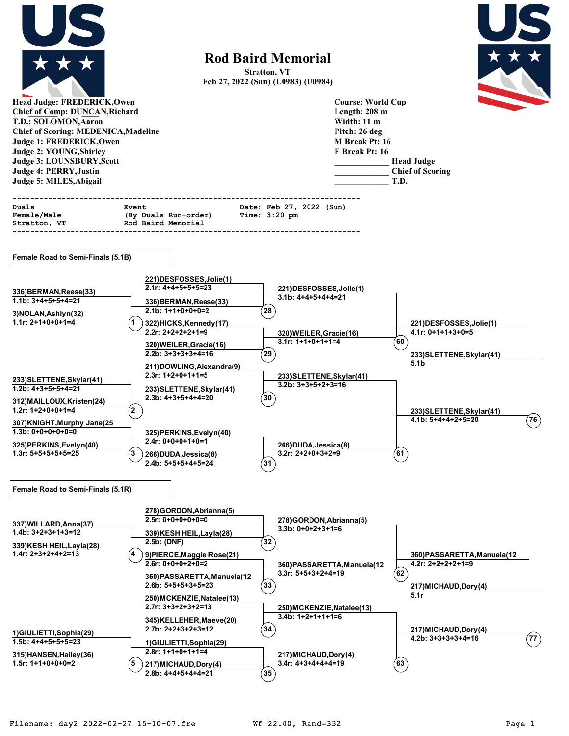# Rod Baird Memorial

**Stratton, VT**
**Feb 27, 2022 (Sun) (U0983) (U0984)**

**Head Judge: FREDERICK,Owen**
**Chief of Comp: DUNCAN,Richard**
**T.D.: SOLOMON,Aaron**
**Chief of Scoring: MEDENICA,Madeline**
**Judge 1: FREDERICK,Owen**
**Judge 2: YOUNG,Shirley**
**Judge 3: LOUNSBURY,Scott**
**Judge 4: PERRY,Justin**
**Judge 5: MILES,Abigail**

**Course: World Cup**
**Length: 208 m**
**Width: 11 m**
**Pitch: 26 deg**
**M Break Pt: 16**
**F Break Pt: 16**
**____________ Head Judge**
**____________ Chief of Scoring**
**____________ T.D.**

```
---------------------------------------------------------------------------
Duals                  Event                    Date: Feb 27, 2022 (Sun)
Female/Male            (By Duals Run-order)     Time: 3:20 pm
Stratton, VT           Rod Baird Memorial
---------------------------------------------------------------------------
```

## Female Road to Semi-Finals (5.1B)

**Duel 1**
- 336)BERMAN,Reese(33) — 1.1b: 3+4+5+5+4=21
- 3)NOLAN,Ashlyn(32) — 1.1r: 2+1+0+0+1=4

**Duel 2**
- 233)SLETTENE,Skylar(41) — 1.2b: 4+3+5+5+4=21
- 312)MAILLOUX,Kristen(24) — 1.2r: 1+2+0+0+1=4

**Duel 3**
- 307)KNIGHT,Murphy Jane(25 — 1.3b: 0+0+0+0+0=0
- 325)PERKINS,Evelyn(40) — 1.3r: 5+5+5+5+5=25

**Duel 28**
- 221)DESFOSSES,Jolie(1) — 2.1r: 4+4+5+5+5=23
- 336)BERMAN,Reese(33) — 2.1b: 1+1+0+0+0=2

**Duel 29**
- 322)HICKS,Kennedy(17) — 2.2r: 2+2+2+2+1=9
- 320)WEILER,Gracie(16) — 2.2b: 3+3+3+3+4=16

**Duel 30**
- 211)DOWLING,Alexandra(9) — 2.3r: 1+2+0+1+1=5
- 233)SLETTENE,Skylar(41) — 2.3b: 4+3+5+4+4=20

**Duel 31**
- 325)PERKINS,Evelyn(40) — 2.4r: 0+0+0+1+0=1
- 266)DUDA,Jessica(8) — 2.4b: 5+5+5+4+5=24

**Duel 60**
- 221)DESFOSSES,Jolie(1) — 3.1b: 4+4+5+4+4=21
- 320)WEILER,Gracie(16) — 3.1r: 1+1+0+1+1=4

**Duel 61**
- 233)SLETTENE,Skylar(41) — 3.2b: 3+3+5+2+3=16
- 266)DUDA,Jessica(8) — 3.2r: 2+2+0+3+2=9

**Duel 76**
- 221)DESFOSSES,Jolie(1) — 4.1r: 0+1+1+3+0=5
- 233)SLETTENE,Skylar(41) — 4.1b: 5+4+4+2+5=20

**Advances:** 233)SLETTENE,Skylar(41) — 5.1b

## Female Road to Semi-Finals (5.1R)

**Duel 4**
- 337)WILLARD,Anna(37) — 1.4b: 3+2+3+1+3=12
- 339)KESH HEIL,Layla(28) — 1.4r: 2+3+2+4+2=13

**Duel 5**
- 1)GIULIETTI,Sophia(29) — 1.5b: 4+4+5+5+5=23
- 315)HANSEN,Hailey(36) — 1.5r: 1+1+0+0+0=2

**Duel 32**
- 278)GORDON,Abrianna(5) — 2.5r: 0+0+0+0+0=0
- 339)KESH HEIL,Layla(28) — 2.5b: (DNF)

**Duel 33**
- 9)PIERCE,Maggie Rose(21) — 2.6r: 0+0+0+2+0=2
- 360)PASSARETTA,Manuela(12 — 2.6b: 5+5+5+3+5=23

**Duel 34**
- 250)MCKENZIE,Natalee(13) — 2.7r: 3+3+2+3+2=13
- 345)KELLEHER,Maeve(20) — 2.7b: 2+2+3+2+3=12

**Duel 35**
- 1)GIULIETTI,Sophia(29) — 2.8r: 1+1+0+1+1=4
- 217)MICHAUD,Dory(4) — 2.8b: 4+4+5+4+4=21

**Duel 62**
- 278)GORDON,Abrianna(5) — 3.3b: 0+0+2+3+1=6
- 360)PASSARETTA,Manuela(12 — 3.3r: 5+5+3+2+4=19

**Duel 63**
- 250)MCKENZIE,Natalee(13) — 3.4b: 1+2+1+1+1=6
- 217)MICHAUD,Dory(4) — 3.4r: 4+3+4+4+4=19

**Duel 77**
- 360)PASSARETTA,Manuela(12 — 4.2r: 2+2+2+2+1=9
- 217)MICHAUD,Dory(4) — 4.2b: 3+3+3+3+4=16

**Advances:** 217)MICHAUD,Dory(4) — 5.1r

Filename: day2 2022-02-27 15-10-07.fre    Wf 22.00, Rand=332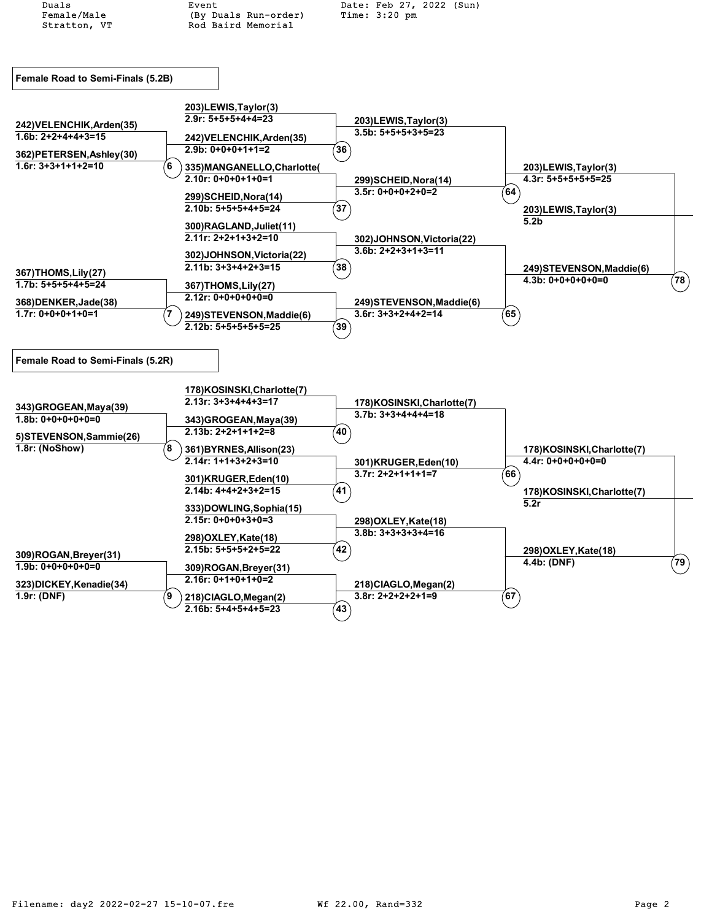Duals
Female/Male
Stratton, VT

Event
(By Duals Run-order)
Rod Baird Memorial

Date: Feb 27, 2022 (Sun)
Time: 3:20 pm

## Female Road to Semi-Finals (5.2B)

**Round 1**

- Heat 6: 242)VELENCHIK,Arden(35) — 1.6b: 2+2+4+4+3=15; 362)PETERSEN,Ashley(30) — 1.6r: 3+3+1+1+2=10
- Heat 7: 367)THOMS,Lily(27) — 1.7b: 5+5+5+4+5=24; 368)DENKER,Jade(38) — 1.7r: 0+0+0+1+0=1

**Round 2**

- Heat 36: 203)LEWIS,Taylor(3) — 2.9r: 5+5+5+4+4=23; 242)VELENCHIK,Arden(35) — 2.9b: 0+0+0+1+1=2
- Heat 37: 335)MANGANELLO,Charlotte( — 2.10r: 0+0+0+1+0=1; 299)SCHEID,Nora(14) — 2.10b: 5+5+5+4+5=24
- Heat 38: 300)RAGLAND,Juliet(11) — 2.11r: 2+2+1+3+2=10; 302)JOHNSON,Victoria(22) — 2.11b: 3+3+4+2+3=15
- Heat 39: 367)THOMS,Lily(27) — 2.12r: 0+0+0+0+0=0; 249)STEVENSON,Maddie(6) — 2.12b: 5+5+5+5+5=25

**Round 3**

- Heat 64: 203)LEWIS,Taylor(3) — 3.5b: 5+5+5+3+5=23; 299)SCHEID,Nora(14) — 3.5r: 0+0+0+2+0=2
- Heat 65: 302)JOHNSON,Victoria(22) — 3.6b: 2+2+3+1+3=11; 249)STEVENSON,Maddie(6) — 3.6r: 3+3+2+4+2=14

**Round 4**

- Heat 78: 203)LEWIS,Taylor(3) — 4.3r: 5+5+5+5+5=25; 249)STEVENSON,Maddie(6) — 4.3b: 0+0+0+0+0=0

**Winner:** 203)LEWIS,Taylor(3) — 5.2b

## Female Road to Semi-Finals (5.2R)

**Round 1**

- Heat 8: 343)GROGEAN,Maya(39) — 1.8b: 0+0+0+0+0=0; 5)STEVENSON,Sammie(26) — 1.8r: (NoShow)
- Heat 9: 309)ROGAN,Breyer(31) — 1.9b: 0+0+0+0+0=0; 323)DICKEY,Kenadie(34) — 1.9r: (DNF)

**Round 2**

- Heat 40: 178)KOSINSKI,Charlotte(7) — 2.13r: 3+3+4+4+3=17; 343)GROGEAN,Maya(39) — 2.13b: 2+2+1+1+2=8
- Heat 41: 361)BYRNES,Allison(23) — 2.14r: 1+1+3+2+3=10; 301)KRUGER,Eden(10) — 2.14b: 4+4+2+3+2=15
- Heat 42: 333)DOWLING,Sophia(15) — 2.15r: 0+0+0+3+0=3; 298)OXLEY,Kate(18) — 2.15b: 5+5+5+2+5=22
- Heat 43: 309)ROGAN,Breyer(31) — 2.16r: 0+1+0+1+0=2; 218)CIAGLO,Megan(2) — 2.16b: 5+4+5+4+5=23

**Round 3**

- Heat 66: 178)KOSINSKI,Charlotte(7) — 3.7b: 3+3+4+4+4=18; 301)KRUGER,Eden(10) — 3.7r: 2+2+1+1+1=7
- Heat 67: 298)OXLEY,Kate(18) — 3.8b: 3+3+3+3+4=16; 218)CIAGLO,Megan(2) — 3.8r: 2+2+2+2+1=9

**Round 4**

- Heat 79: 178)KOSINSKI,Charlotte(7) — 4.4r: 0+0+0+0+0=0; 298)OXLEY,Kate(18) — 4.4b: (DNF)

**Winner:** 178)KOSINSKI,Charlotte(7) — 5.2r

Filename: day2 2022-02-27 15-10-07.fre    Wf 22.00, Rand=332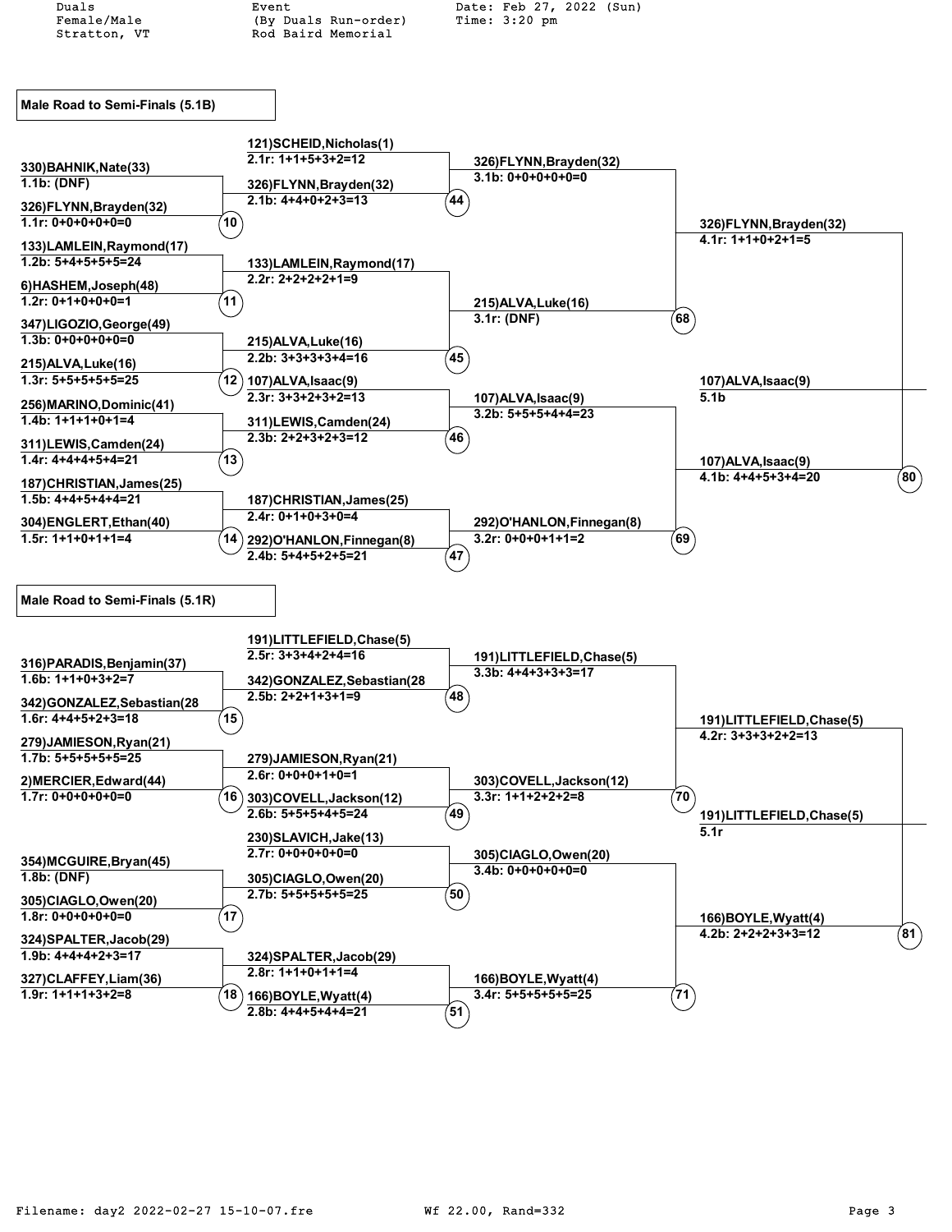Duals
Female/Male
Stratton, VT

Event
(By Duals Run-order)
Rod Baird Memorial

Date: Feb 27, 2022 (Sun)
Time: 3:20 pm

## Male Road to Semi-Finals (5.1B)

**Round 1**

| Match | Racer | Result |
|---|---|---|
| 10 | 330)BAHNIK,Nate(33) | 1.1b: (DNF) |
| | 326)FLYNN,Brayden(32) | 1.1r: 0+0+0+0+0=0 |
| 11 | 133)LAMLEIN,Raymond(17) | 1.2b: 5+4+5+5+5=24 |
| | 6)HASHEM,Joseph(48) | 1.2r: 0+1+0+0+0=1 |
| 12 | 347)LIGOZIO,George(49) | 1.3b: 0+0+0+0+0=0 |
| | 215)ALVA,Luke(16) | 1.3r: 5+5+5+5+5=25 |
| 13 | 256)MARINO,Dominic(41) | 1.4b: 1+1+1+0+1=4 |
| | 311)LEWIS,Camden(24) | 1.4r: 4+4+4+5+4=21 |
| 14 | 187)CHRISTIAN,James(25) | 1.5b: 4+4+5+4+4=21 |
| | 304)ENGLERT,Ethan(40) | 1.5r: 1+1+0+1+1=4 |

**Round 2**

| Match | Racer | Result |
|---|---|---|
| 44 | 121)SCHEID,Nicholas(1) | 2.1r: 1+1+5+3+2=12 |
| | 326)FLYNN,Brayden(32) | 2.1b: 4+4+0+2+3=13 |
| 45 | 133)LAMLEIN,Raymond(17) | 2.2r: 2+2+2+2+1=9 |
| | 215)ALVA,Luke(16) | 2.2b: 3+3+3+3+4=16 |
| 46 | 107)ALVA,Isaac(9) | 2.3r: 3+3+2+3+2=13 |
| | 311)LEWIS,Camden(24) | 2.3b: 2+2+3+2+3=12 |
| 47 | 187)CHRISTIAN,James(25) | 2.4r: 0+1+0+3+0=4 |
| | 292)O'HANLON,Finnegan(8) | 2.4b: 5+4+5+2+5=21 |

**Round 3**

| Match | Racer | Result |
|---|---|---|
| 68 | 326)FLYNN,Brayden(32) | 3.1b: 0+0+0+0+0=0 |
| | 215)ALVA,Luke(16) | 3.1r: (DNF) |
| 69 | 107)ALVA,Isaac(9) | 3.2b: 5+5+5+4+4=23 |
| | 292)O'HANLON,Finnegan(8) | 3.2r: 0+0+0+1+1=2 |

**Round 4**

| Match | Racer | Result |
|---|---|---|
| 80 | 326)FLYNN,Brayden(32) | 4.1r: 1+1+0+2+1=5 |
| | 107)ALVA,Isaac(9) | 4.1b: 4+4+5+3+4=20 |

**Advances:** 107)ALVA,Isaac(9) — 5.1b

## Male Road to Semi-Finals (5.1R)

**Round 1**

| Match | Racer | Result |
|---|---|---|
| 15 | 316)PARADIS,Benjamin(37) | 1.6b: 1+1+0+3+2=7 |
| | 342)GONZALEZ,Sebastian(28 | 1.6r: 4+4+5+2+3=18 |
| 16 | 279)JAMIESON,Ryan(21) | 1.7b: 5+5+5+5+5=25 |
| | 2)MERCIER,Edward(44) | 1.7r: 0+0+0+0+0=0 |
| 17 | 354)MCGUIRE,Bryan(45) | 1.8b: (DNF) |
| | 305)CIAGLO,Owen(20) | 1.8r: 0+0+0+0+0=0 |
| 18 | 324)SPALTER,Jacob(29) | 1.9b: 4+4+4+2+3=17 |
| | 327)CLAFFEY,Liam(36) | 1.9r: 1+1+1+3+2=8 |

**Round 2**

| Match | Racer | Result |
|---|---|---|
| 48 | 191)LITTLEFIELD,Chase(5) | 2.5r: 3+3+4+2+4=16 |
| | 342)GONZALEZ,Sebastian(28 | 2.5b: 2+2+1+3+1=9 |
| 49 | 279)JAMIESON,Ryan(21) | 2.6r: 0+0+0+1+0=1 |
| | 303)COVELL,Jackson(12) | 2.6b: 5+5+5+4+5=24 |
| 50 | 230)SLAVICH,Jake(13) | 2.7r: 0+0+0+0+0=0 |
| | 305)CIAGLO,Owen(20) | 2.7b: 5+5+5+5+5=25 |
| 51 | 324)SPALTER,Jacob(29) | 2.8r: 1+1+0+1+1=4 |
| | 166)BOYLE,Wyatt(4) | 2.8b: 4+4+5+4+4=21 |

**Round 3**

| Match | Racer | Result |
|---|---|---|
| 70 | 191)LITTLEFIELD,Chase(5) | 3.3b: 4+4+3+3+3=17 |
| | 303)COVELL,Jackson(12) | 3.3r: 1+1+2+2+2=8 |
| 71 | 305)CIAGLO,Owen(20) | 3.4b: 0+0+0+0+0=0 |
| | 166)BOYLE,Wyatt(4) | 3.4r: 5+5+5+5+5=25 |

**Round 4**

| Match | Racer | Result |
|---|---|---|
| 81 | 191)LITTLEFIELD,Chase(5) | 4.2r: 3+3+3+2+2=13 |
| | 166)BOYLE,Wyatt(4) | 4.2b: 2+2+2+3+3=12 |

**Advances:** 191)LITTLEFIELD,Chase(5) — 5.1r

Filename: day2 2022-02-27 15-10-07.fre    Wf 22.00, Rand=332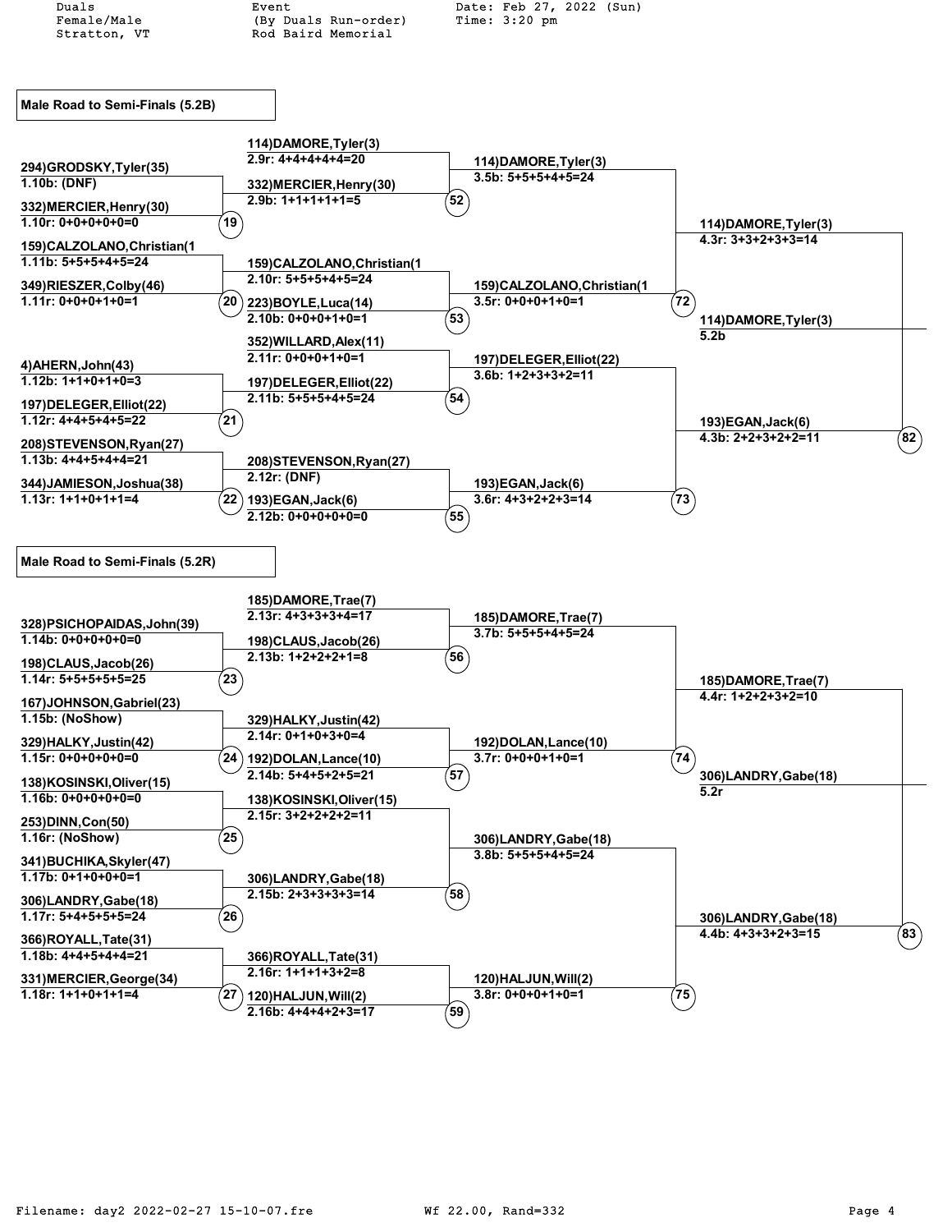Duals
Female/Male
Stratton, VT

Event
(By Duals Run-order)
Rod Baird Memorial

Date: Feb 27, 2022 (Sun)
Time: 3:20 pm

## Male Road to Semi-Finals (5.2B)

**Round 1**

| Match | Competitor | Result |
|---|---|---|
| 19 | 294)GRODSKY,Tyler(35) | 1.10b: (DNF) |
| 19 | 332)MERCIER,Henry(30) | 1.10r: 0+0+0+0+0=0 |
| 20 | 159)CALZOLANO,Christian(1 | 1.11b: 5+5+5+4+5=24 |
| 20 | 349)RIESZER,Colby(46) | 1.11r: 0+0+0+1+0=1 |
| 21 | 4)AHERN,John(43) | 1.12b: 1+1+0+1+0=3 |
| 21 | 197)DELEGER,Elliot(22) | 1.12r: 4+4+5+4+5=22 |
| 22 | 208)STEVENSON,Ryan(27) | 1.13b: 4+4+5+4+4=21 |
| 22 | 344)JAMIESON,Joshua(38) | 1.13r: 1+1+0+1+1=4 |

**Round 2**

| Match | Competitor | Result |
|---|---|---|
| 52 | 114)DAMORE,Tyler(3) | 2.9r: 4+4+4+4+4=20 |
| 52 | 332)MERCIER,Henry(30) | 2.9b: 1+1+1+1+1=5 |
| 53 | 159)CALZOLANO,Christian(1 | 2.10r: 5+5+5+4+5=24 |
| 53 | 223)BOYLE,Luca(14) | 2.10b: 0+0+0+1+0=1 |
| 54 | 352)WILLARD,Alex(11) | 2.11r: 0+0+0+1+0=1 |
| 54 | 197)DELEGER,Elliot(22) | 2.11b: 5+5+5+4+5=24 |
| 55 | 208)STEVENSON,Ryan(27) | 2.12r: (DNF) |
| 55 | 193)EGAN,Jack(6) | 2.12b: 0+0+0+0+0=0 |

**Round 3**

| Match | Competitor | Result |
|---|---|---|
| 72 | 114)DAMORE,Tyler(3) | 3.5b: 5+5+5+4+5=24 |
| 72 | 159)CALZOLANO,Christian(1 | 3.5r: 0+0+0+1+0=1 |
| 73 | 197)DELEGER,Elliot(22) | 3.6b: 1+2+3+3+2=11 |
| 73 | 193)EGAN,Jack(6) | 3.6r: 4+3+2+2+3=14 |

**Round 4**

| Match | Competitor | Result |
|---|---|---|
| 82 | 114)DAMORE,Tyler(3) | 4.3r: 3+3+2+3+3=14 |
| 82 | 193)EGAN,Jack(6) | 4.3b: 2+2+3+2+2=11 |

**Winner:** 114)DAMORE,Tyler(3) — 5.2b

## Male Road to Semi-Finals (5.2R)

**Round 1**

| Match | Competitor | Result |
|---|---|---|
| 23 | 328)PSICHOPAIDAS,John(39) | 1.14b: 0+0+0+0+0=0 |
| 23 | 198)CLAUS,Jacob(26) | 1.14r: 5+5+5+5+5=25 |
| 24 | 167)JOHNSON,Gabriel(23) | 1.15b: (NoShow) |
| 24 | 329)HALKY,Justin(42) | 1.15r: 0+0+0+0+0=0 |
| 25 | 138)KOSINSKI,Oliver(15) | 1.16b: 0+0+0+0+0=0 |
| 25 | 253)DINN,Con(50) | 1.16r: (NoShow) |
| 26 | 341)BUCHIKA,Skyler(47) | 1.17b: 0+1+0+0+0=1 |
| 26 | 306)LANDRY,Gabe(18) | 1.17r: 5+4+5+5+5=24 |
| 27 | 366)ROYALL,Tate(31) | 1.18b: 4+4+5+4+4=21 |
| 27 | 331)MERCIER,George(34) | 1.18r: 1+1+0+1+1=4 |

**Round 2**

| Match | Competitor | Result |
|---|---|---|
| 56 | 185)DAMORE,Trae(7) | 2.13r: 4+3+3+3+4=17 |
| 56 | 198)CLAUS,Jacob(26) | 2.13b: 1+2+2+2+1=8 |
| 57 | 329)HALKY,Justin(42) | 2.14r: 0+1+0+3+0=4 |
| 57 | 192)DOLAN,Lance(10) | 2.14b: 5+4+5+2+5=21 |
| 58 | 138)KOSINSKI,Oliver(15) | 2.15r: 3+2+2+2+2=11 |
| 58 | 306)LANDRY,Gabe(18) | 2.15b: 2+3+3+3+3=14 |
| 59 | 366)ROYALL,Tate(31) | 2.16r: 1+1+1+3+2=8 |
| 59 | 120)HALJUN,Will(2) | 2.16b: 4+4+4+2+3=17 |

**Round 3**

| Match | Competitor | Result |
|---|---|---|
| 74 | 185)DAMORE,Trae(7) | 3.7b: 5+5+5+4+5=24 |
| 74 | 192)DOLAN,Lance(10) | 3.7r: 0+0+0+1+0=1 |
| 75 | 306)LANDRY,Gabe(18) | 3.8b: 5+5+5+4+5=24 |
| 75 | 120)HALJUN,Will(2) | 3.8r: 0+0+0+1+0=1 |

**Round 4**

| Match | Competitor | Result |
|---|---|---|
| 83 | 185)DAMORE,Trae(7) | 4.4r: 1+2+2+3+2=10 |
| 83 | 306)LANDRY,Gabe(18) | 4.4b: 4+3+3+2+3=15 |

**Winner:** 306)LANDRY,Gabe(18) — 5.2r

Filename: day2 2022-02-27 15-10-07.fre    Wf 22.00, Rand=332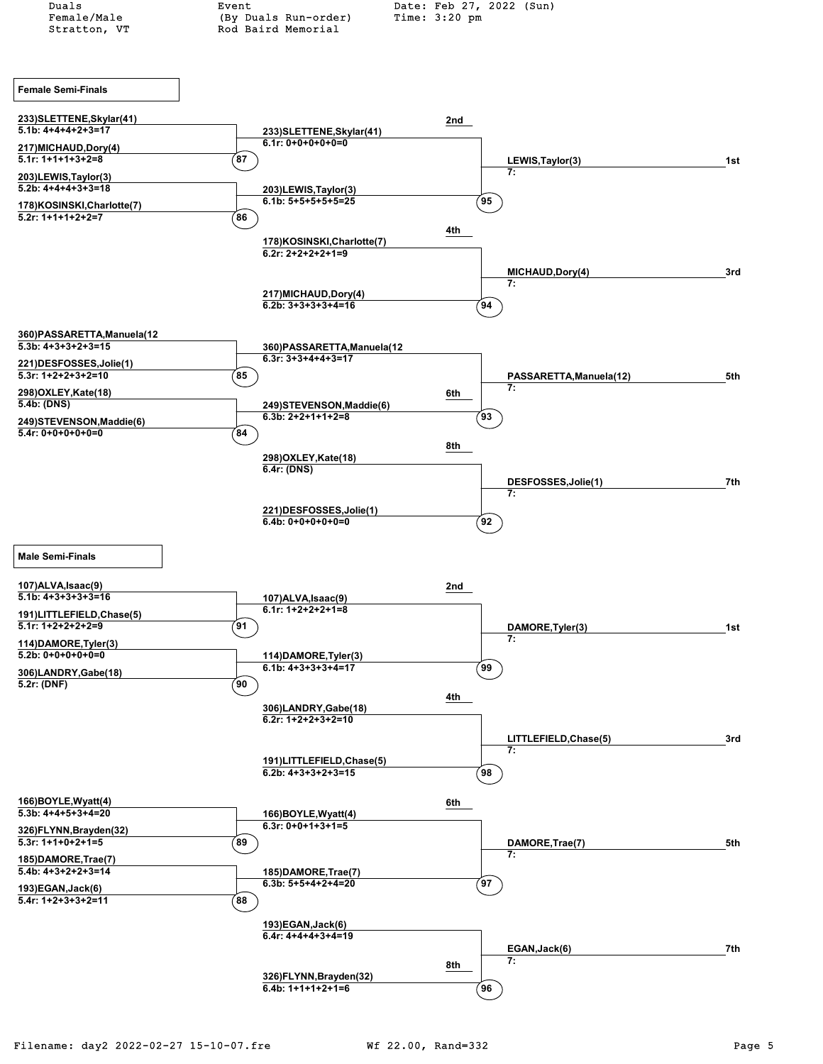Duals
Female/Male
Stratton, VT

Event
(By Duals Run-order)
Rod Baird Memorial

Date: Feb 27, 2022 (Sun)
Time: 3:20 pm

**Female Semi-Finals**

233)SLETTENE,Skylar(41)
5.1b: 4+4+4+2+3=17

217)MICHAUD,Dory(4)
5.1r: 1+1+1+3+2=8

87

203)LEWIS,Taylor(3)
5.2b: 4+4+4+3+3=18

178)KOSINSKI,Charlotte(7)
5.2r: 1+1+1+2+2=7

86

2nd

233)SLETTENE,Skylar(41)
6.1r: 0+0+0+0+0=0

203)LEWIS,Taylor(3)
6.1b: 5+5+5+5+5=25

95

LEWIS,Taylor(3) 1st
7:

4th

178)KOSINSKI,Charlotte(7)
6.2r: 2+2+2+2+1=9

217)MICHAUD,Dory(4)
6.2b: 3+3+3+3+4=16

94

MICHAUD,Dory(4) 3rd
7:

360)PASSARETTA,Manuela(12
5.3b: 4+3+3+2+3=15

221)DESFOSSES,Jolie(1)
5.3r: 1+2+2+3+2=10

85

298)OXLEY,Kate(18)
5.4b: (DNS)

249)STEVENSON,Maddie(6)
5.4r: 0+0+0+0+0=0

84

360)PASSARETTA,Manuela(12
6.3r: 3+3+4+4+3=17

6th

249)STEVENSON,Maddie(6)
6.3b: 2+2+1+1+2=8

93

PASSARETTA,Manuela(12) 5th
7:

8th

298)OXLEY,Kate(18)
6.4r: (DNS)

221)DESFOSSES,Jolie(1)
6.4b: 0+0+0+0+0=0

92

DESFOSSES,Jolie(1) 7th
7:

**Male Semi-Finals**

107)ALVA,Isaac(9)
5.1b: 4+3+3+3+3=16

191)LITTLEFIELD,Chase(5)
5.1r: 1+2+2+2+2=9

91

114)DAMORE,Tyler(3)
5.2b: 0+0+0+0+0=0

306)LANDRY,Gabe(18)
5.2r: (DNF)

90

2nd

107)ALVA,Isaac(9)
6.1r: 1+2+2+2+1=8

114)DAMORE,Tyler(3)
6.1b: 4+3+3+3+4=17

99

DAMORE,Tyler(3) 1st
7:

4th

306)LANDRY,Gabe(18)
6.2r: 1+2+2+3+2=10

191)LITTLEFIELD,Chase(5)
6.2b: 4+3+3+2+3=15

98

LITTLEFIELD,Chase(5) 3rd
7:

166)BOYLE,Wyatt(4)
5.3b: 4+4+5+3+4=20

326)FLYNN,Brayden(32)
5.3r: 1+1+0+2+1=5

89

185)DAMORE,Trae(7)
5.4b: 4+3+2+2+3=14

193)EGAN,Jack(6)
5.4r: 1+2+3+3+2=11

88

6th

166)BOYLE,Wyatt(4)
6.3r: 0+0+1+3+1=5

185)DAMORE,Trae(7)
6.3b: 5+5+4+2+4=20

97

DAMORE,Trae(7) 5th
7:

193)EGAN,Jack(6)
6.4r: 4+4+4+3+4=19

8th

326)FLYNN,Brayden(32)
6.4b: 1+1+1+2+1=6

96

EGAN,Jack(6) 7th
7:

Filename: day2 2022-02-27 15-10-07.fre    Wf 22.00, Rand=332